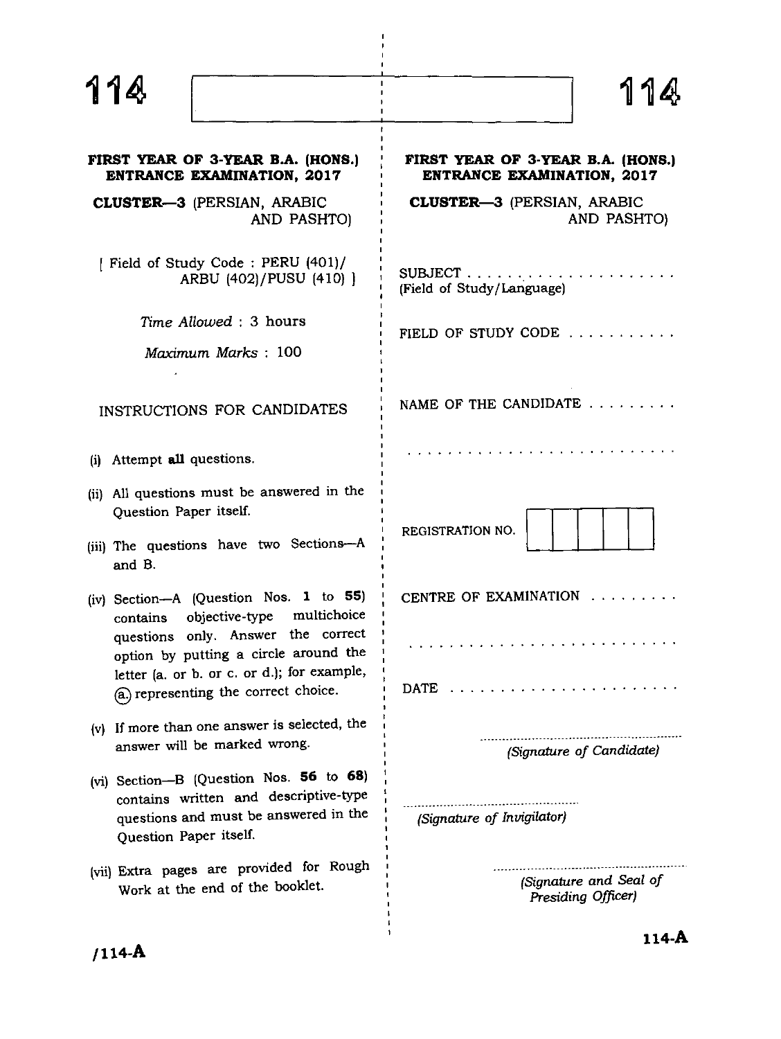114

**FIRST YEAR OF 3-YEAR B.A. (HONS.) ENTRANCE EXAMINATION, 2017**

**CLUSTER—3** (PERSIAN, ARABIC AND PASHTO)

[ Field of Study Code : PERU (401)/ ARBU (402)/PUSU (410) ]

*Time Allowed* : 3 hours

*Maximum Marks* : 100

INSTRUCTIONS FOR CANDIDATES

(i) Attempt **all** questions.

(ii) All questions must be answered in the Question Paper itself.

(iii) The questions have two Sections—A and B.

(iv) Section—A (Question Nos. **1** to **55**) contains objective-type multichoice questions only. Answer the correct option by putting a circle around the letter (a. or b. or c. or d.); for example, ⓐ representing the correct choice.

(v) If more than one answer is selected, the answer will be marked wrong.

(vi) Section—B (Question Nos. **56** to **68**) contains written and descriptive-type questions and must be answered in the Question Paper itself.

(vii) Extra pages are provided for Rough Work at the end of the booklet.

/114-A

---

114

**FIRST YEAR OF 3-YEAR B.A. (HONS.) ENTRANCE EXAMINATION, 2017**

**CLUSTER—3** (PERSIAN, ARABIC AND PASHTO)

SUBJECT . . . . . . . . . . . . . . . . . . . .
(Field of Study/Language)

FIELD OF STUDY CODE . . . . . . . . . . .

NAME OF THE CANDIDATE . . . . . . . . .

. . . . . . . . . . . . . . . . . . . . . . . . . .

REGISTRATION NO. | | | | | |

CENTRE OF EXAMINATION . . . . . . . . .

. . . . . . . . . . . . . . . . . . . . . . . . . .

DATE . . . . . . . . . . . . . . . . . . . . . .

*(Signature of Candidate)*

*(Signature of Invigilator)*

*(Signature and Seal of Presiding Officer)*

114-A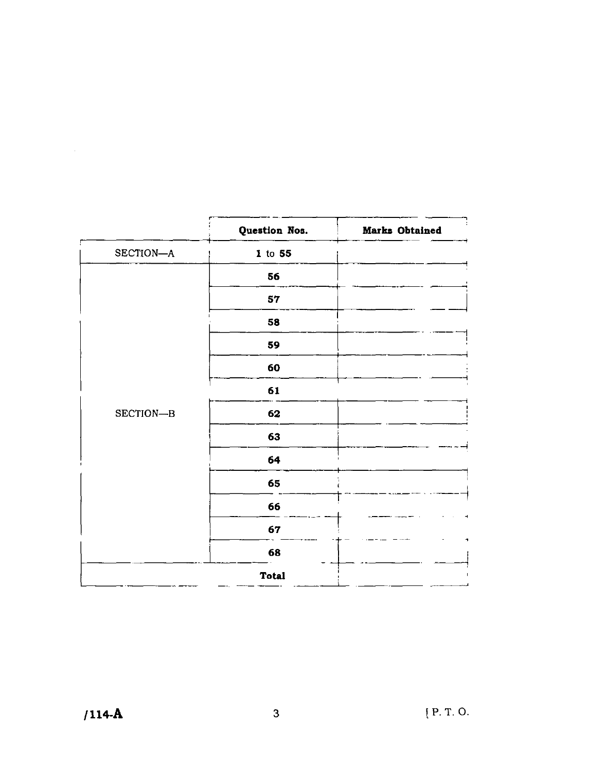| | Question Nos. | Marks Obtained |
|---|---|---|
| SECTION—A | 1 to 55 | |
| SECTION—B | 56 | |
| | 57 | |
| | 58 | |
| | 59 | |
| | 60 | |
| | 61 | |
| | 62 | |
| | 63 | |
| | 64 | |
| | 65 | |
| | 66 | |
| | 67 | |
| | 68 | |
| | Total | |

/114-A

[ P. T. O.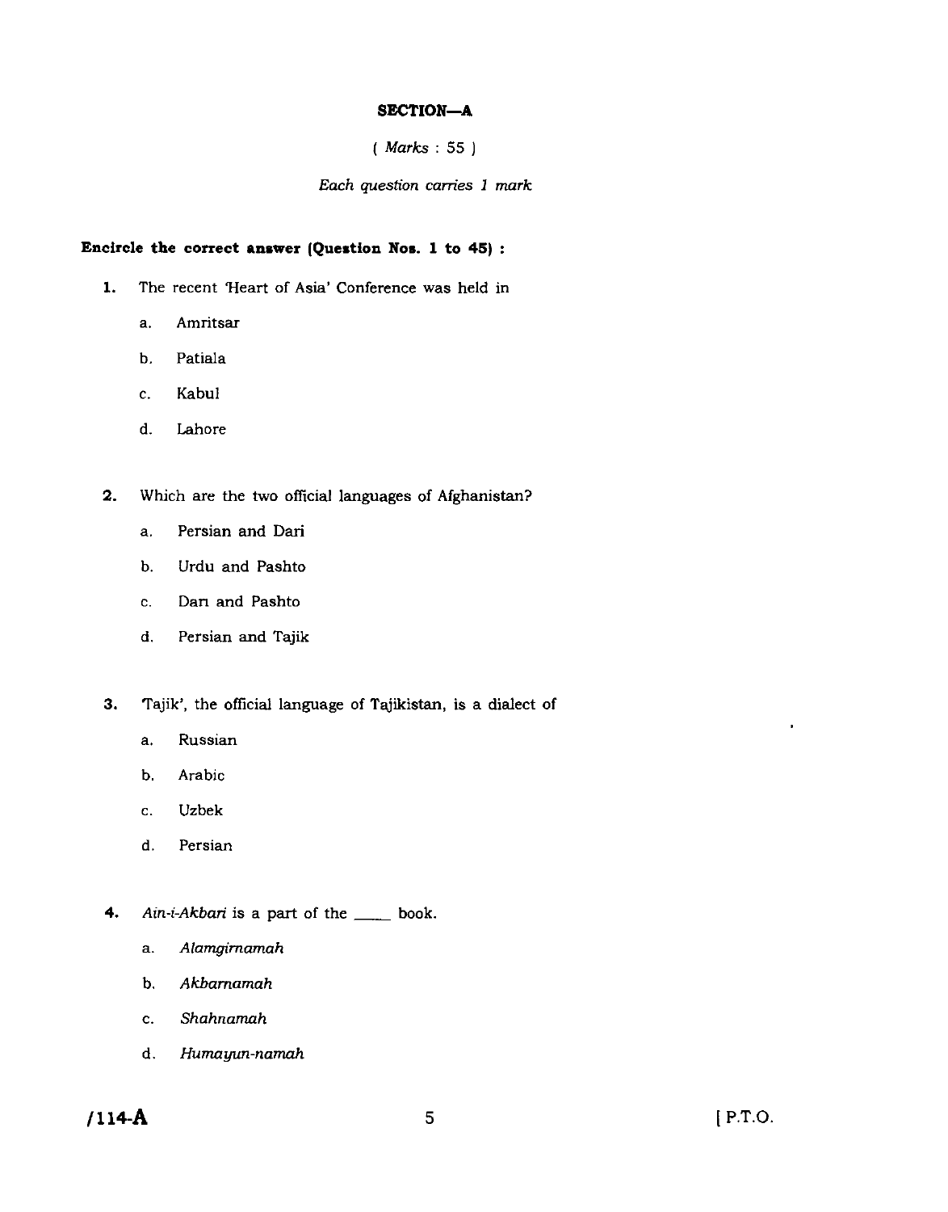## SECTION—A

( *Marks* : 55 )

*Each question carries 1 mark*

**Encircle the correct answer (Question Nos. 1 to 45) :**

1. The recent 'Heart of Asia' Conference was held in

   a. Amritsar

   b. Patiala

   c. Kabul

   d. Lahore

2. Which are the two official languages of Afghanistan?

   a. Persian and Dari

   b. Urdu and Pashto

   c. Dari and Pashto

   d. Persian and Tajik

3. 'Tajik', the official language of Tajikistan, is a dialect of

   a. Russian

   b. Arabic

   c. Uzbek

   d. Persian

4. *Ain-i-Akbari* is a part of the ____ book.

   a. *Alamgirnamah*

   b. *Akbarnamah*

   c. *Shahnamah*

   d. *Humayun-namah*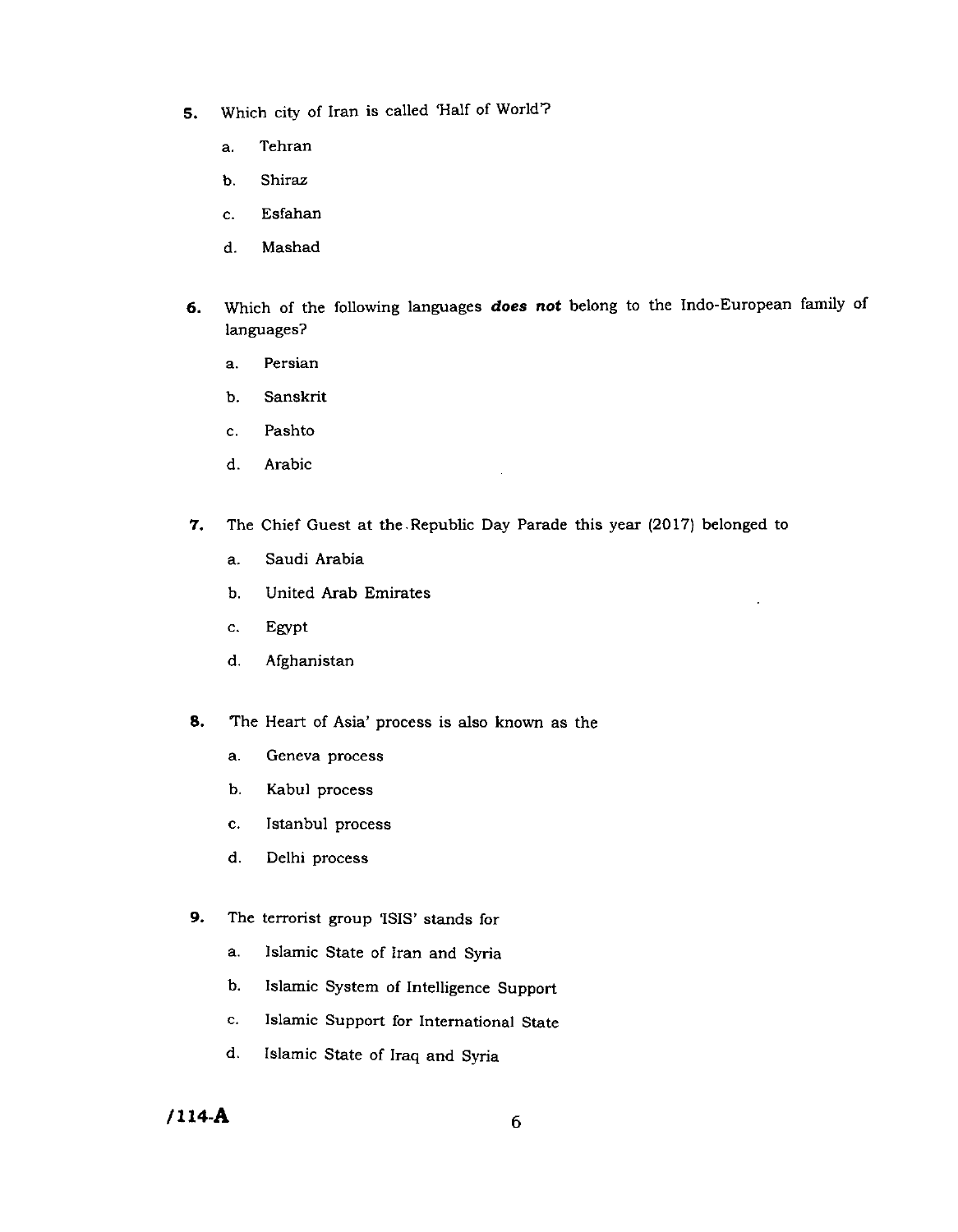5. Which city of Iran is called 'Half of World'?

   a. Tehran

   b. Shiraz

   c. Esfahan

   d. Mashad

6. Which of the following languages ***does not*** belong to the Indo-European family of languages?

   a. Persian

   b. Sanskrit

   c. Pashto

   d. Arabic

7. The Chief Guest at the Republic Day Parade this year (2017) belonged to

   a. Saudi Arabia

   b. United Arab Emirates

   c. Egypt

   d. Afghanistan

8. 'The Heart of Asia' process is also known as the

   a. Geneva process

   b. Kabul process

   c. Istanbul process

   d. Delhi process

9. The terrorist group 'ISIS' stands for

   a. Islamic State of Iran and Syria

   b. Islamic System of Intelligence Support

   c. Islamic Support for International State

   d. Islamic State of Iraq and Syria

/114-A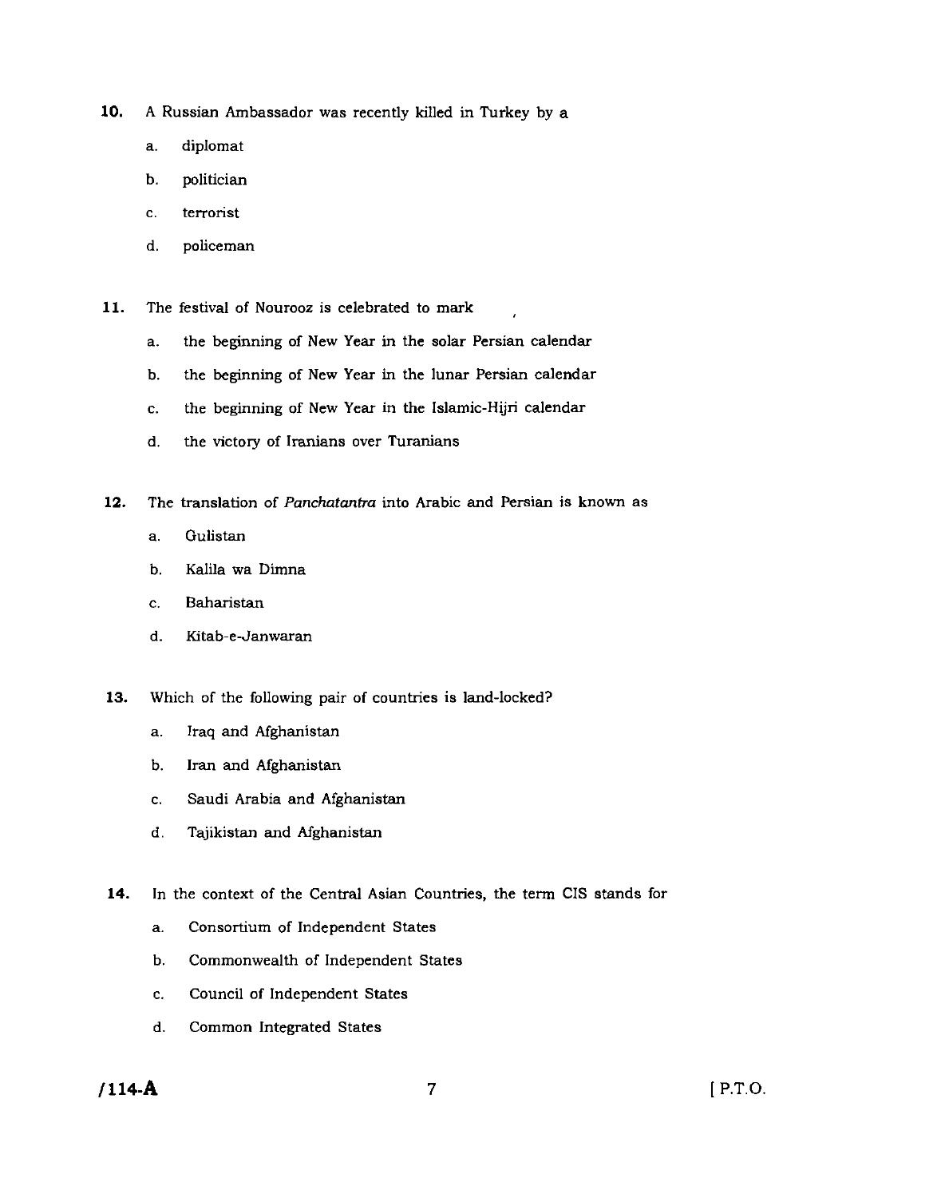10. A Russian Ambassador was recently killed in Turkey by a

    a. diplomat

    b. politician

    c. terrorist

    d. policeman

11. The festival of Nourooz is celebrated to mark

    a. the beginning of New Year in the solar Persian calendar

    b. the beginning of New Year in the lunar Persian calendar

    c. the beginning of New Year in the Islamic-Hijri calendar

    d. the victory of Iranians over Turanians

12. The translation of *Panchatantra* into Arabic and Persian is known as

    a. Gulistan

    b. Kalila wa Dimna

    c. Baharistan

    d. Kitab-e-Janwaran

13. Which of the following pair of countries is land-locked?

    a. Iraq and Afghanistan

    b. Iran and Afghanistan

    c. Saudi Arabia and Afghanistan

    d. Tajikistan and Afghanistan

14. In the context of the Central Asian Countries, the term CIS stands for

    a. Consortium of Independent States

    b. Commonwealth of Independent States

    c. Council of Independent States

    d. Common Integrated States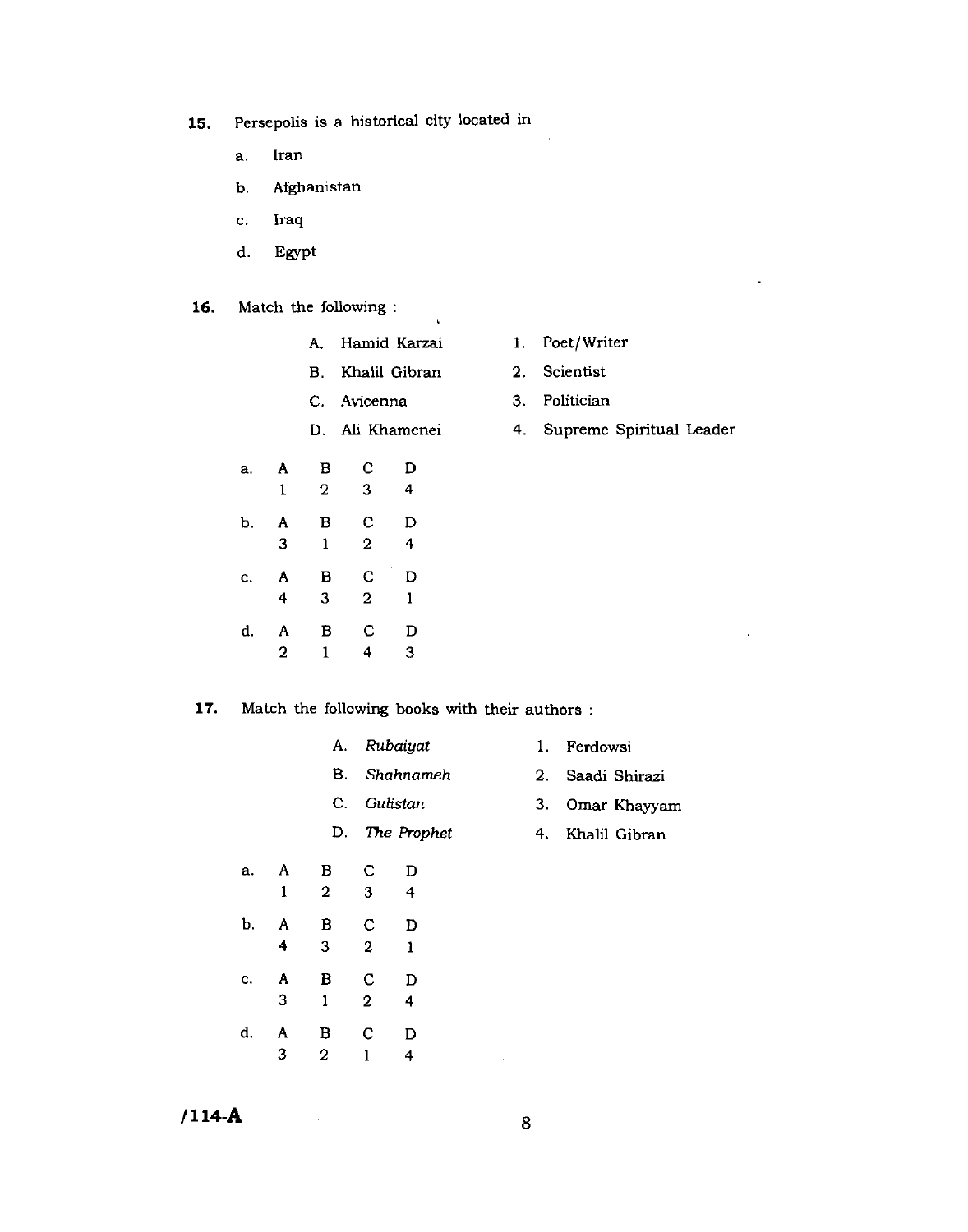**15.** Persepolis is a historical city located in

a. Iran

b. Afghanistan

c. Iraq

d. Egypt

**16.** Match the following :

| | |
|---|---|
| A. Hamid Karzai | 1. Poet/Writer |
| B. Khalil Gibran | 2. Scientist |
| C. Avicenna | 3. Politician |
| D. Ali Khamenei | 4. Supreme Spiritual Leader |

| | A | B | C | D |
|---|---|---|---|---|
| a. | 1 | 2 | 3 | 4 |
| b. | 3 | 1 | 2 | 4 |
| c. | 4 | 3 | 2 | 1 |
| d. | 2 | 1 | 4 | 3 |

**17.** Match the following books with their authors :

| | |
|---|---|
| A. *Rubaiyat* | 1. Ferdowsi |
| B. *Shahnameh* | 2. Saadi Shirazi |
| C. *Gulistan* | 3. Omar Khayyam |
| D. *The Prophet* | 4. Khalil Gibran |

| | A | B | C | D |
|---|---|---|---|---|
| a. | 1 | 2 | 3 | 4 |
| b. | 4 | 3 | 2 | 1 |
| c. | 3 | 1 | 2 | 4 |
| d. | 3 | 2 | 1 | 4 |

/114-A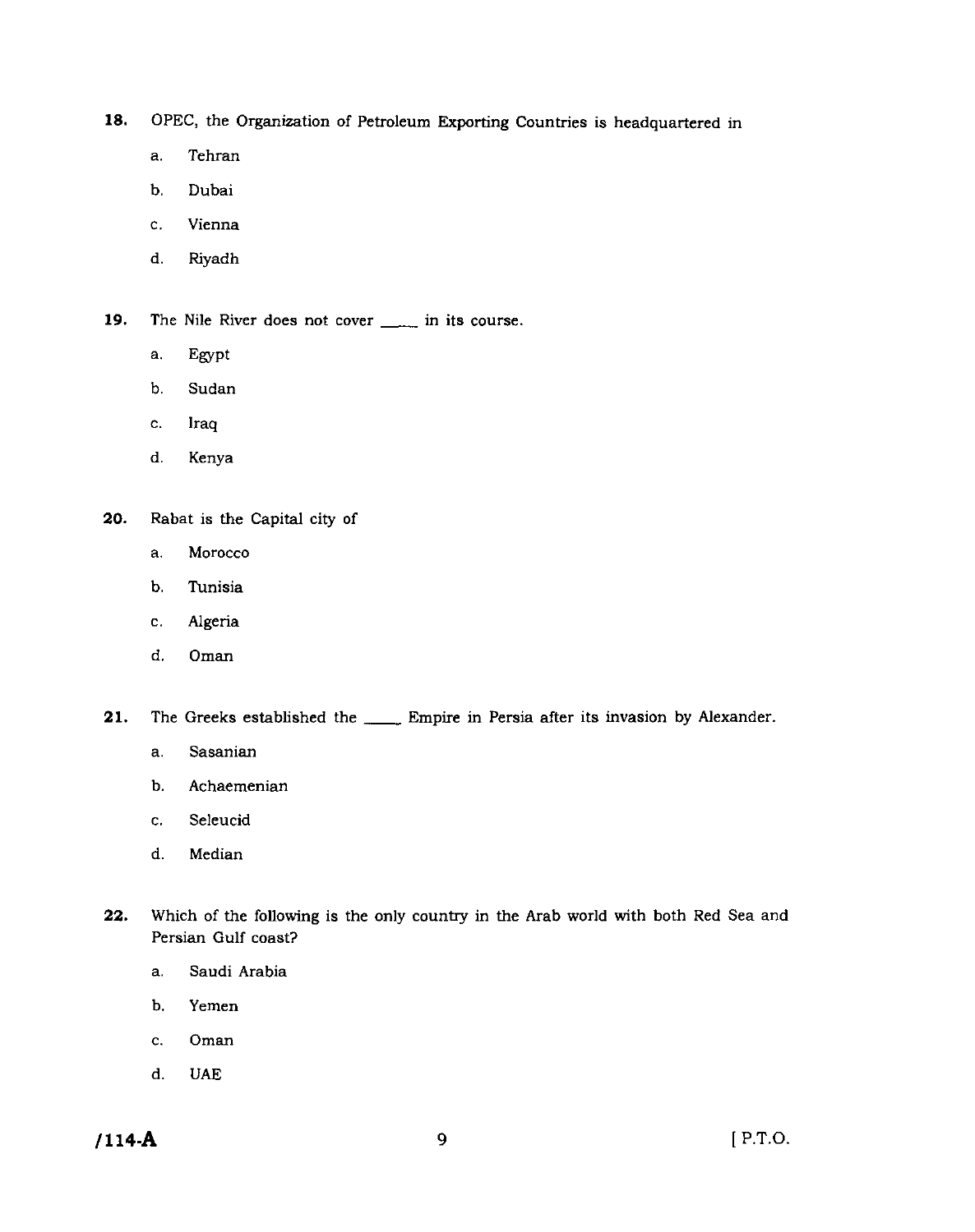18. OPEC, the Organization of Petroleum Exporting Countries is headquartered in

   a. Tehran

   b. Dubai

   c. Vienna

   d. Riyadh

19. The Nile River does not cover ____ in its course.

   a. Egypt

   b. Sudan

   c. Iraq

   d. Kenya

20. Rabat is the Capital city of

   a. Morocco

   b. Tunisia

   c. Algeria

   d. Oman

21. The Greeks established the ____ Empire in Persia after its invasion by Alexander.

   a. Sasanian

   b. Achaemenian

   c. Seleucid

   d. Median

22. Which of the following is the only country in the Arab world with both Red Sea and Persian Gulf coast?

   a. Saudi Arabia

   b. Yemen

   c. Oman

   d. UAE

/114-A [P.T.O.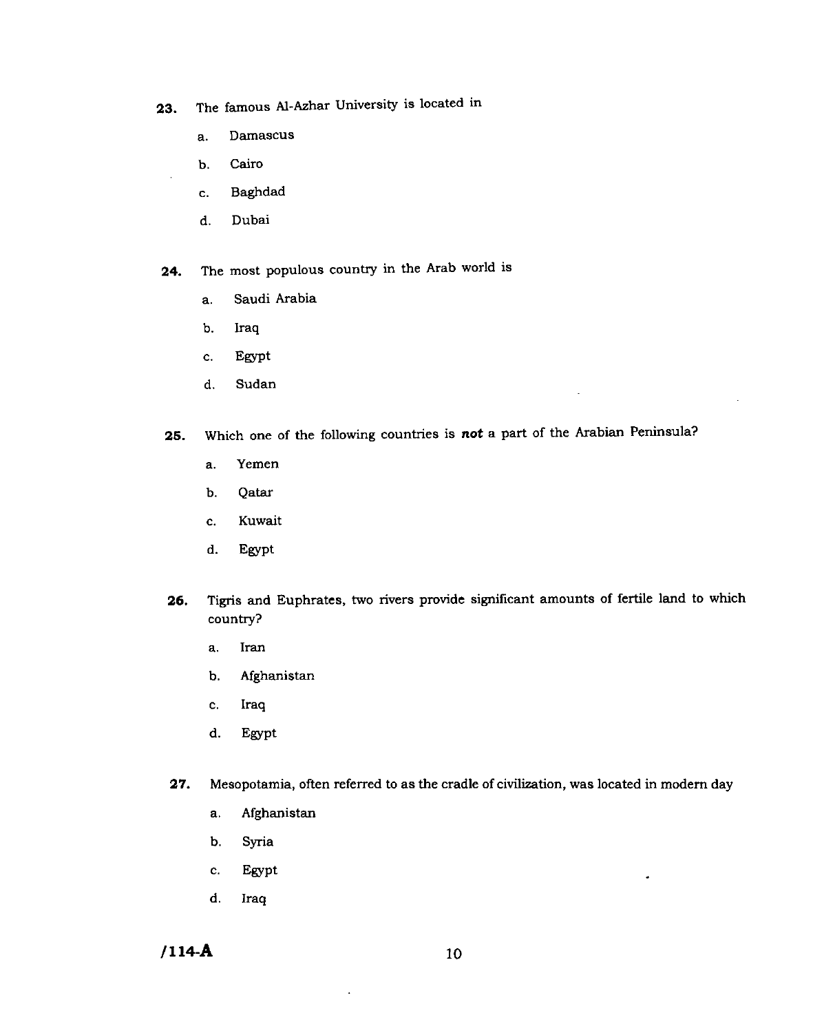23. The famous Al-Azhar University is located in

    a. Damascus

    b. Cairo

    c. Baghdad

    d. Dubai

24. The most populous country in the Arab world is

    a. Saudi Arabia

    b. Iraq

    c. Egypt

    d. Sudan

25. Which one of the following countries is ***not*** a part of the Arabian Peninsula?

    a. Yemen

    b. Qatar

    c. Kuwait

    d. Egypt

26. Tigris and Euphrates, two rivers provide significant amounts of fertile land to which country?

    a. Iran

    b. Afghanistan

    c. Iraq

    d. Egypt

27. Mesopotamia, often referred to as the cradle of civilization, was located in modern day

    a. Afghanistan

    b. Syria

    c. Egypt

    d. Iraq

**/114-A**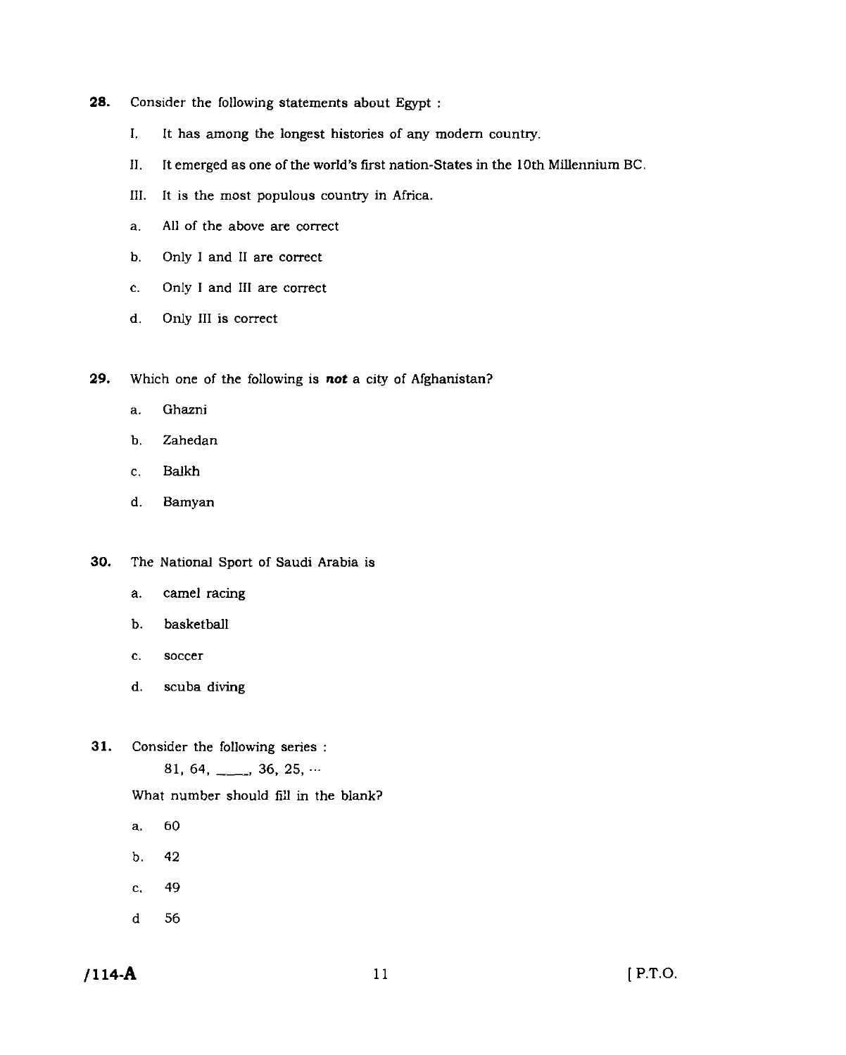**28.** Consider the following statements about Egypt :

I. It has among the longest histories of any modern country.

II. It emerged as one of the world's first nation-States in the 10th Millennium BC.

III. It is the most populous country in Africa.

a. All of the above are correct

b. Only I and II are correct

c. Only I and III are correct

d. Only III is correct

**29.** Which one of the following is ***not*** a city of Afghanistan?

a. Ghazni

b. Zahedan

c. Balkh

d. Bamyan

**30.** The National Sport of Saudi Arabia is

a. camel racing

b. basketball

c. soccer

d. scuba diving

**31.** Consider the following series :

81, 64, ____, 36, 25, ···

What number should fill in the blank?

a. 60

b. 42

c. 49

d 56

/114-A

[ P.T.O.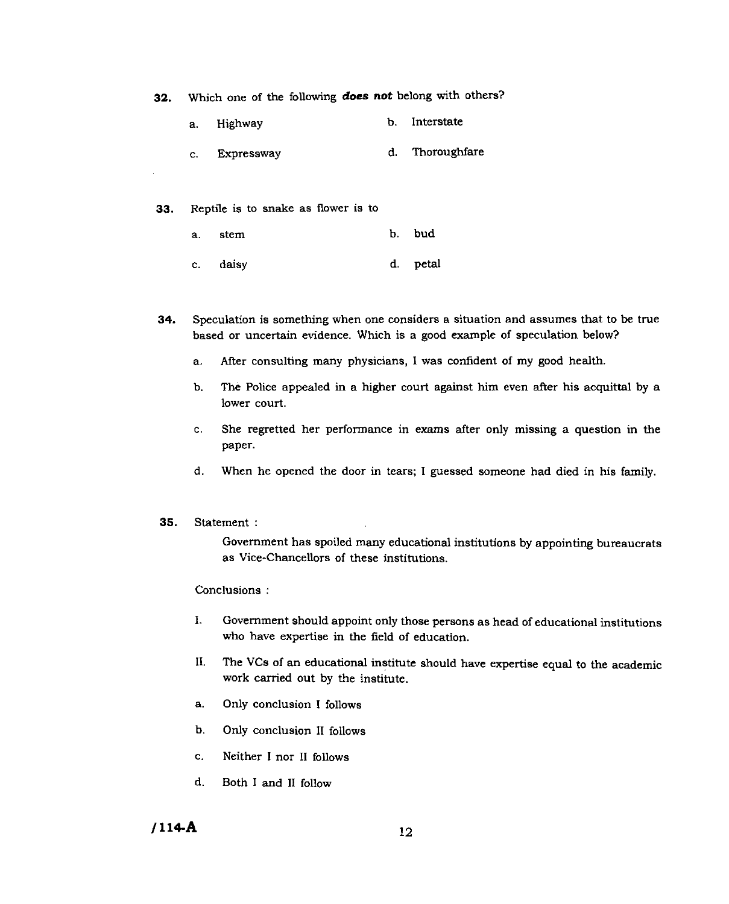32. Which one of the following ***does not*** belong with others?

a. Highway

b. Interstate

c. Expressway

d. Thoroughfare

33. Reptile is to snake as flower is to

a. stem

b. bud

c. daisy

d. petal

34. Speculation is something when one considers a situation and assumes that to be true based or uncertain evidence. Which is a good example of speculation below?

a. After consulting many physicians, I was confident of my good health.

b. The Police appealed in a higher court against him even after his acquittal by a lower court.

c. She regretted her performance in exams after only missing a question in the paper.

d. When he opened the door in tears; I guessed someone had died in his family.

35. Statement :

Government has spoiled many educational institutions by appointing bureaucrats as Vice-Chancellors of these institutions.

Conclusions :

I. Government should appoint only those persons as head of educational institutions who have expertise in the field of education.

II. The VCs of an educational institute should have expertise equal to the academic work carried out by the institute.

a. Only conclusion I follows

b. Only conclusion II follows

c. Neither I nor II follows

d. Both I and II follow

/114-A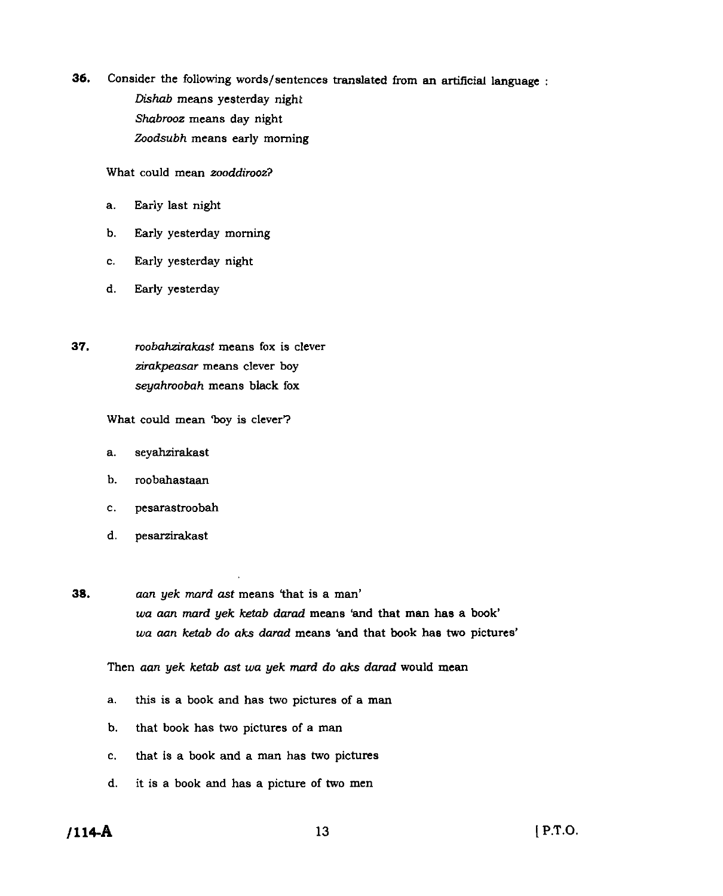**36.** Consider the following words/sentences translated from an artificial language :

*Dishab* means yesterday night

*Shabrooz* means day night

*Zoodsubh* means early morning

What could mean *zooddirooz*?

a. Early last night

b. Early yesterday morning

c. Early yesterday night

d. Early yesterday

**37.** *roobahzirakast* means fox is clever

*zirakpeasar* means clever boy

*seyahroobah* means black fox

What could mean 'boy is clever'?

a. seyahzirakast

b. roobahastaan

c. pesarastroobah

d. pesarzirakast

**38.** *aan yek mard ast* means 'that is a man'

*wa aan mard yek ketab darad* means 'and that man has a book'

*wa aan ketab do aks darad* means 'and that book has two pictures'

Then *aan yek ketab ast wa yek mard do aks darad* would mean

a. this is a book and has two pictures of a man

b. that book has two pictures of a man

c. that is a book and a man has two pictures

d. it is a book and has a picture of two men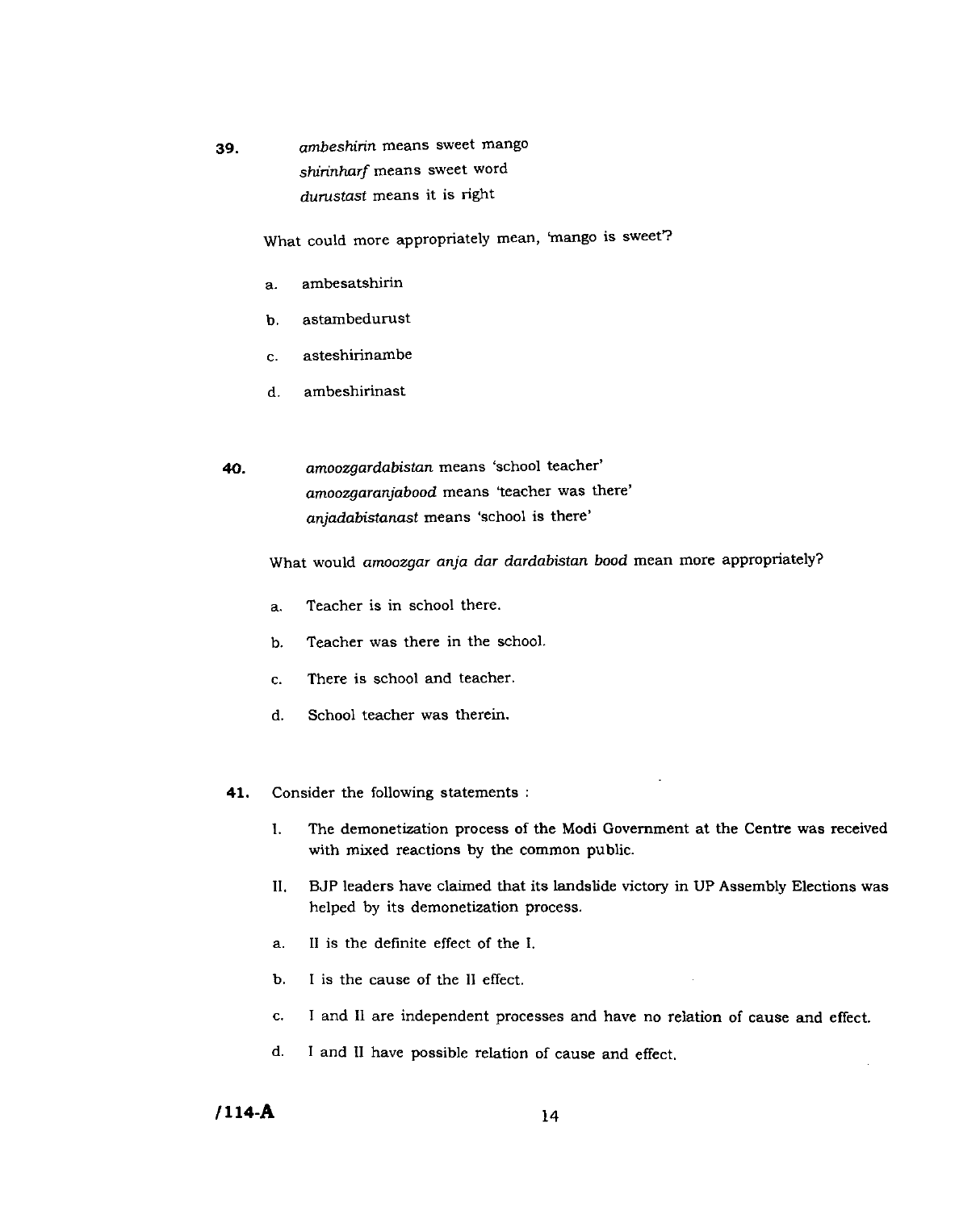39. *ambeshirin* means sweet mango
*shirinharf* means sweet word
*durustast* means it is right

What could more appropriately mean, 'mango is sweet'?

a. ambesatshirin

b. astambedurust

c. asteshirinambe

d. ambeshirinast

40. *amoozgardabistan* means 'school teacher'
*amoozgaranjabood* means 'teacher was there'
*anjadabistanast* means 'school is there'

What would *amoozgar anja dar dardabistan bood* mean more appropriately?

a. Teacher is in school there.

b. Teacher was there in the school.

c. There is school and teacher.

d. School teacher was therein.

41. Consider the following statements :

I. The demonetization process of the Modi Government at the Centre was received with mixed reactions by the common public.

II. BJP leaders have claimed that its landslide victory in UP Assembly Elections was helped by its demonetization process.

a. II is the definite effect of the I.

b. I is the cause of the II effect.

c. I and II are independent processes and have no relation of cause and effect.

d. I and II have possible relation of cause and effect.

/114-A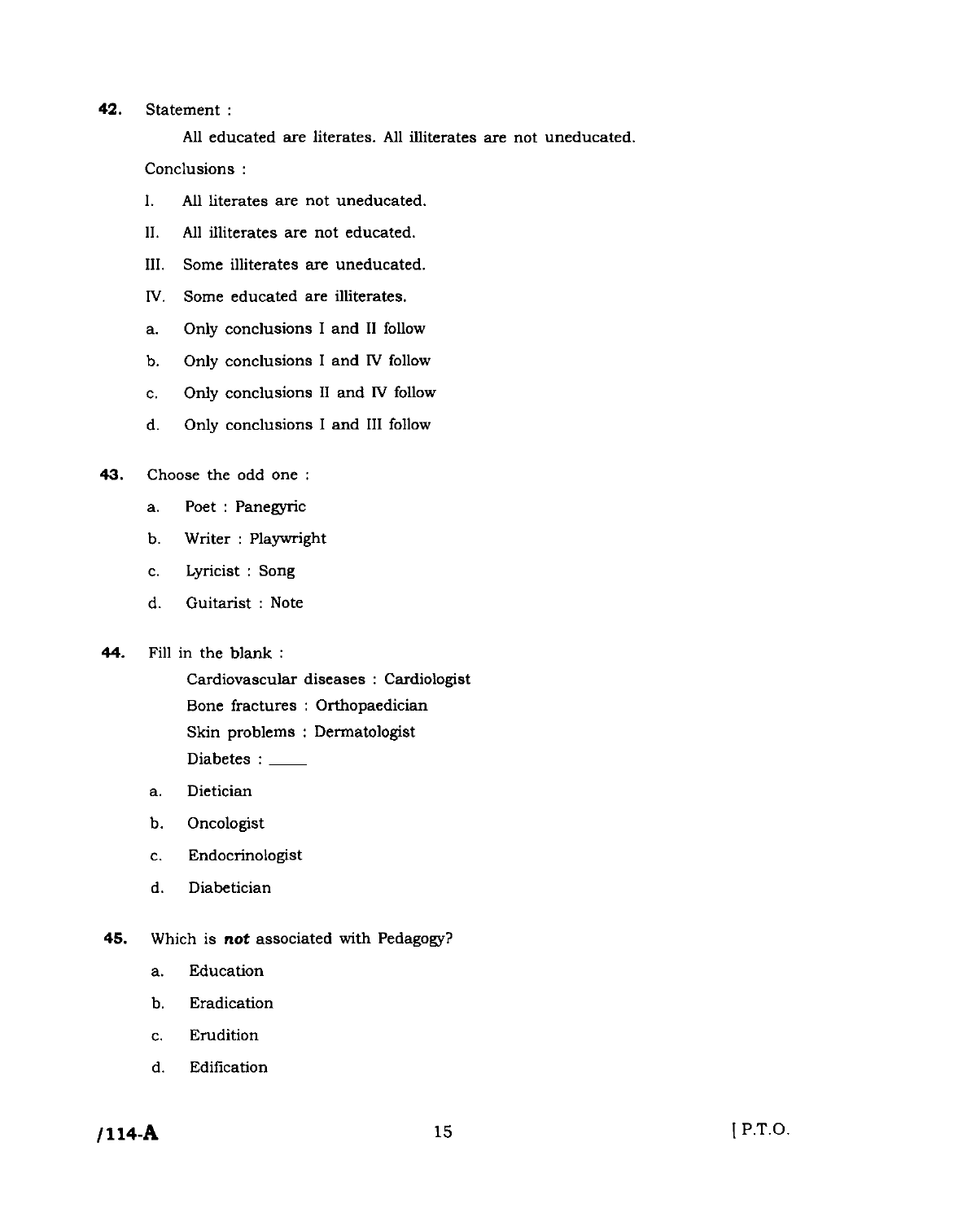**42.** Statement :

All educated are literates. All illiterates are not uneducated.

Conclusions :

I. All literates are not uneducated.

II. All illiterates are not educated.

III. Some illiterates are uneducated.

IV. Some educated are illiterates.

a. Only conclusions I and II follow

b. Only conclusions I and IV follow

c. Only conclusions II and IV follow

d. Only conclusions I and III follow

**43.** Choose the odd one :

a. Poet : Panegyric

b. Writer : Playwright

c. Lyricist : Song

d. Guitarist : Note

**44.** Fill in the blank :

Cardiovascular diseases : Cardiologist

Bone fractures : Orthopaedician

Skin problems : Dermatologist

Diabetes : _____

a. Dietician

b. Oncologist

c. Endocrinologist

d. Diabetician

**45.** Which is ***not*** associated with Pedagogy?

a. Education

b. Eradication

c. Erudition

d. Edification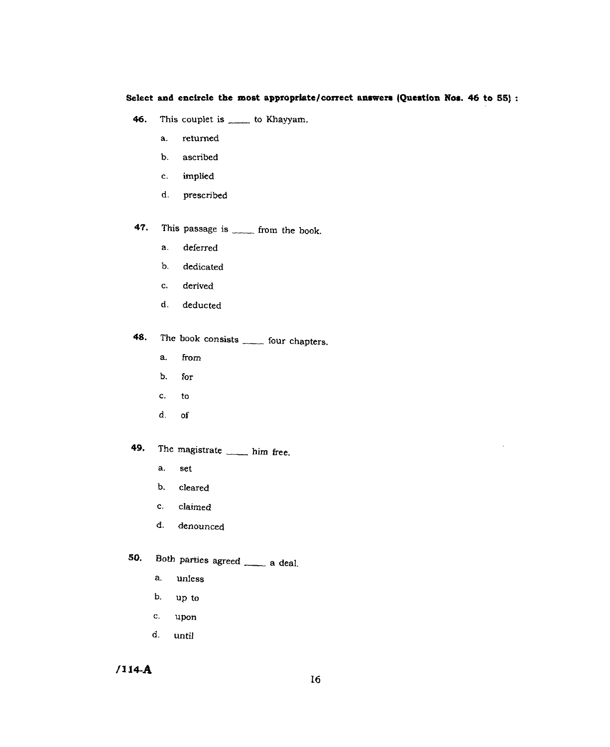**Select and encircle the most appropriate/correct answers (Question Nos. 46 to 55) :**

**46.** This couplet is ____ to Khayyam.

a. returned

b. ascribed

c. implied

d. prescribed

**47.** This passage is ____ from the book.

a. deferred

b. dedicated

c. derived

d. deducted

**48.** The book consists ____ four chapters.

a. from

b. for

c. to

d. of

**49.** The magistrate ____ him free.

a. set

b. cleared

c. claimed

d. denounced

**50.** Both parties agreed ____ a deal.

a. unless

b. up to

c. upon

d. until

/114-A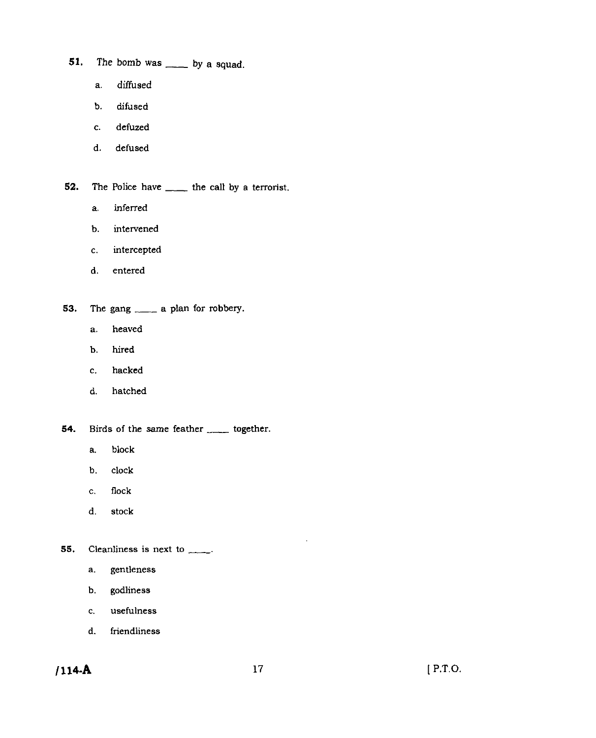**51.** The bomb was ____ by a squad.

a. diffused

b. difused

c. defuzed

d. defused

**52.** The Police have ____ the call by a terrorist.

a. inferred

b. intervened

c. intercepted

d. entered

**53.** The gang ____ a plan for robbery.

a. heaved

b. hired

c. hacked

d. hatched

**54.** Birds of the same feather ____ together.

a. block

b. clock

c. flock

d. stock

**55.** Cleanliness is next to ____.

a. gentleness

b. godliness

c. usefulness

d. friendliness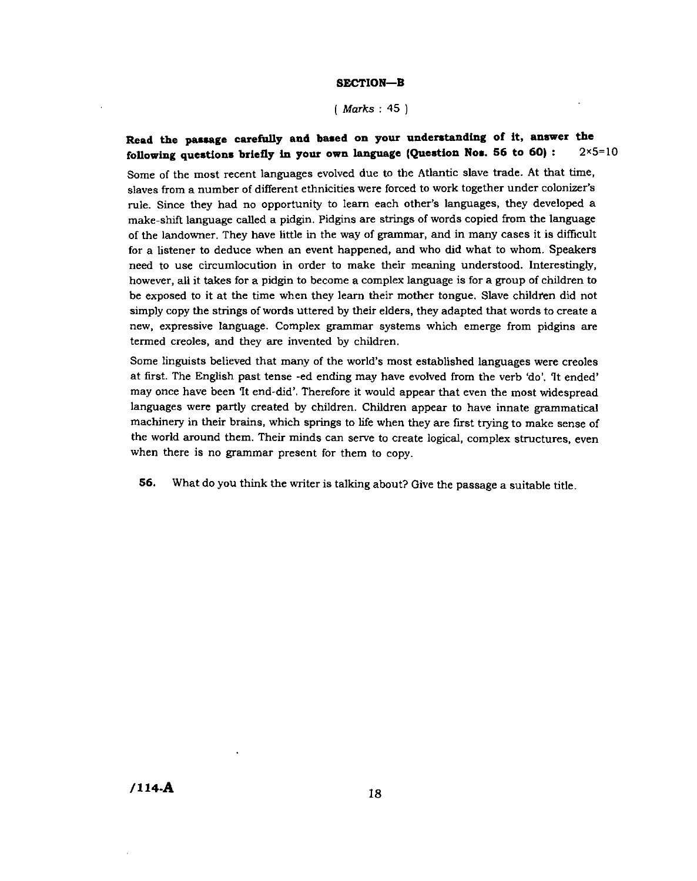## SECTION—B

( *Marks* : 45 )

**Read the passage carefully and based on your understanding of it, answer the following questions briefly in your own language (Question Nos. 56 to 60) :** 2×5=10

Some of the most recent languages evolved due to the Atlantic slave trade. At that time, slaves from a number of different ethnicities were forced to work together under colonizer's rule. Since they had no opportunity to learn each other's languages, they developed a make-shift language called a pidgin. Pidgins are strings of words copied from the language of the landowner. They have little in the way of grammar, and in many cases it is difficult for a listener to deduce when an event happened, and who did what to whom. Speakers need to use circumlocution in order to make their meaning understood. Interestingly, however, all it takes for a pidgin to become a complex language is for a group of children to be exposed to it at the time when they learn their mother tongue. Slave children did not simply copy the strings of words uttered by their elders, they adapted that words to create a new, expressive language. Complex grammar systems which emerge from pidgins are termed creoles, and they are invented by children.

Some linguists believed that many of the world's most established languages were creoles at first. The English past tense -ed ending may have evolved from the verb 'do'. 'It ended' may once have been 'It end-did'. Therefore it would appear that even the most widespread languages were partly created by children. Children appear to have innate grammatical machinery in their brains, which springs to life when they are first trying to make sense of the world around them. Their minds can serve to create logical, complex structures, even when there is no grammar present for them to copy.

**56.** What do you think the writer is talking about? Give the passage a suitable title.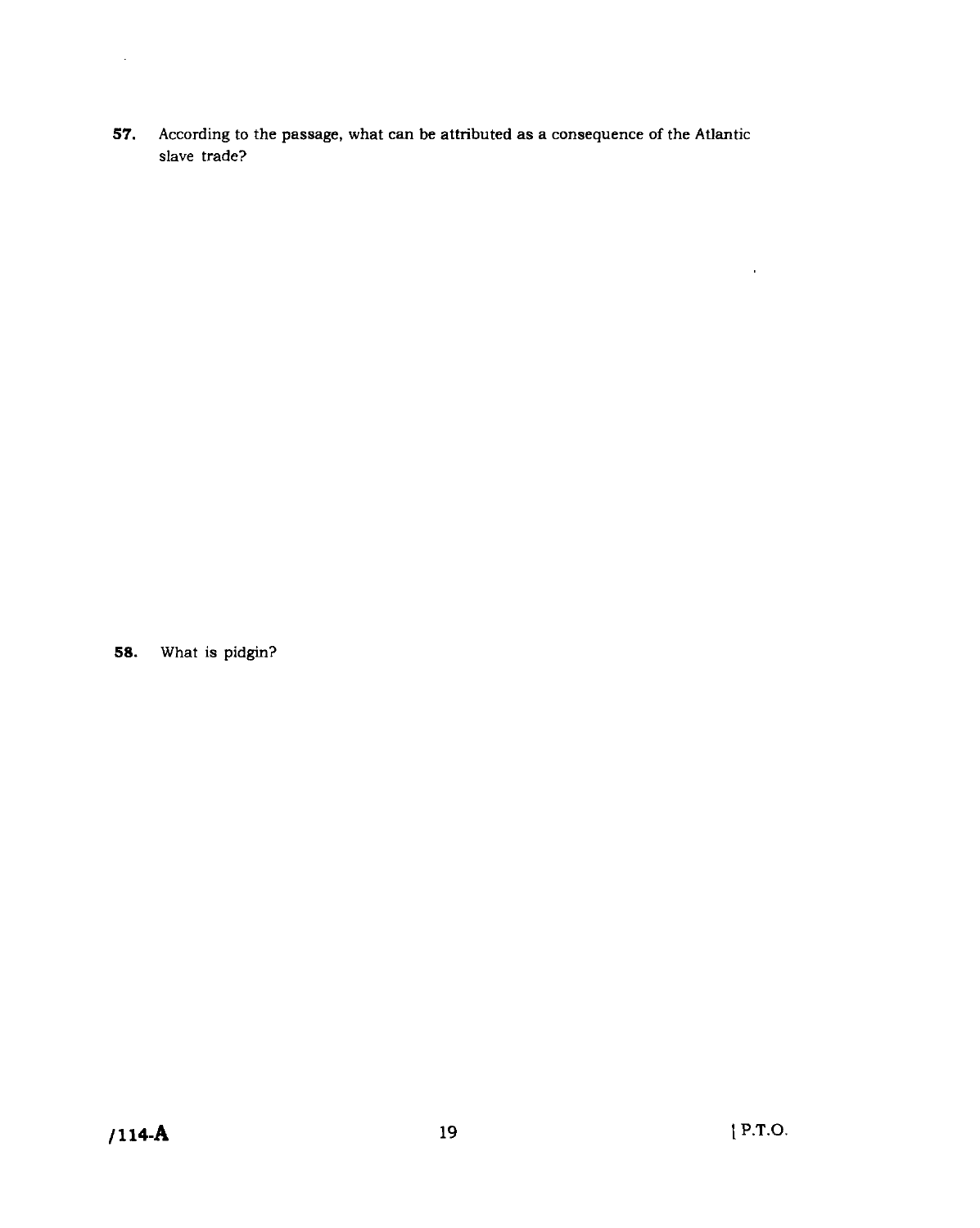**57.** According to the passage, what can be attributed as a consequence of the Atlantic slave trade?

**58.** What is pidgin?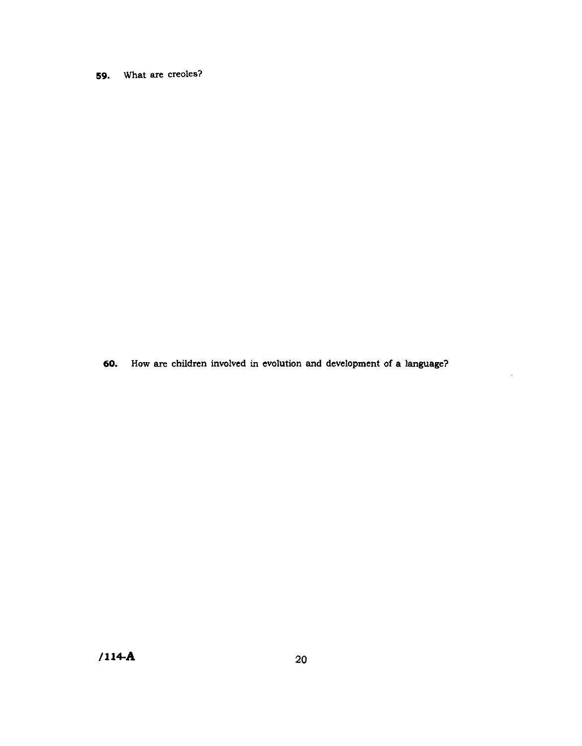**59.** What are creoles?

**60.** How are children involved in evolution and development of a language?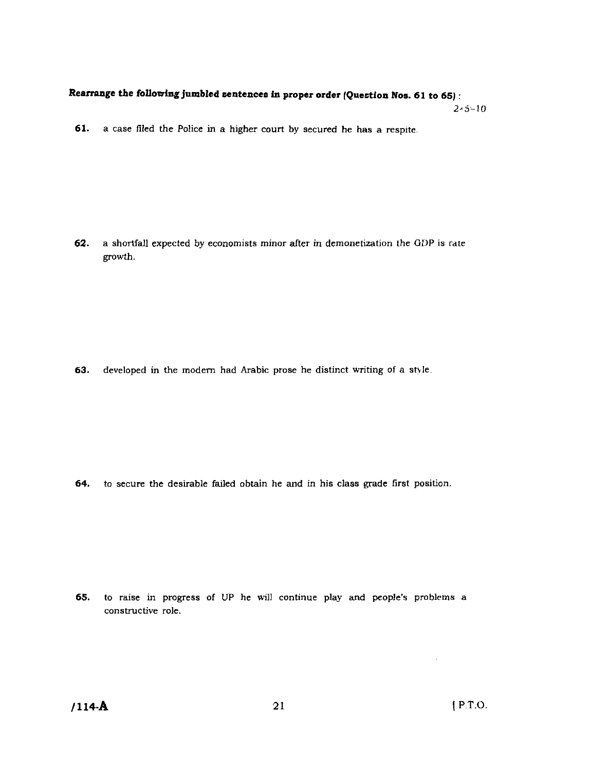**Rearrange the following jumbled sentences in proper order (Question Nos. 61 to 65) :**

$2 \times 5 = 10$

**61.** a case filed the Police in a higher court by secured he has a respite.

**62.** a shortfall expected by economists minor after in demonetization the GDP is rate growth.

**63.** developed in the modern had Arabic prose he distinct writing of a style.

**64.** to secure the desirable failed obtain he and in his class grade first position.

**65.** to raise in progress of UP he will continue play and people's problems a constructive role.

**/114-A**

[ P.T.O.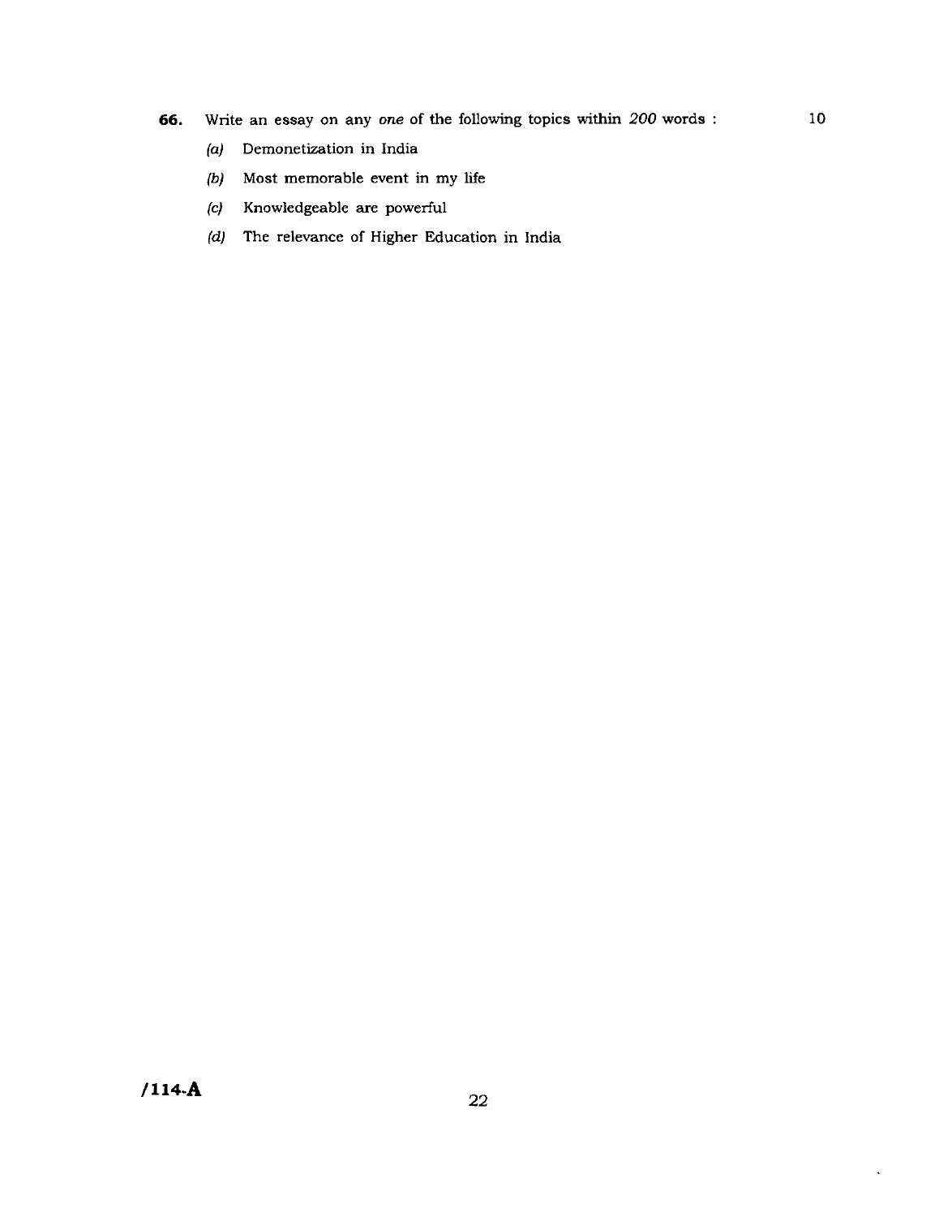**66.** Write an essay on any *one* of the following topics within *200* words : 10

*(a)* Demonetization in India

*(b)* Most memorable event in my life

*(c)* Knowledgeable are powerful

*(d)* The relevance of Higher Education in India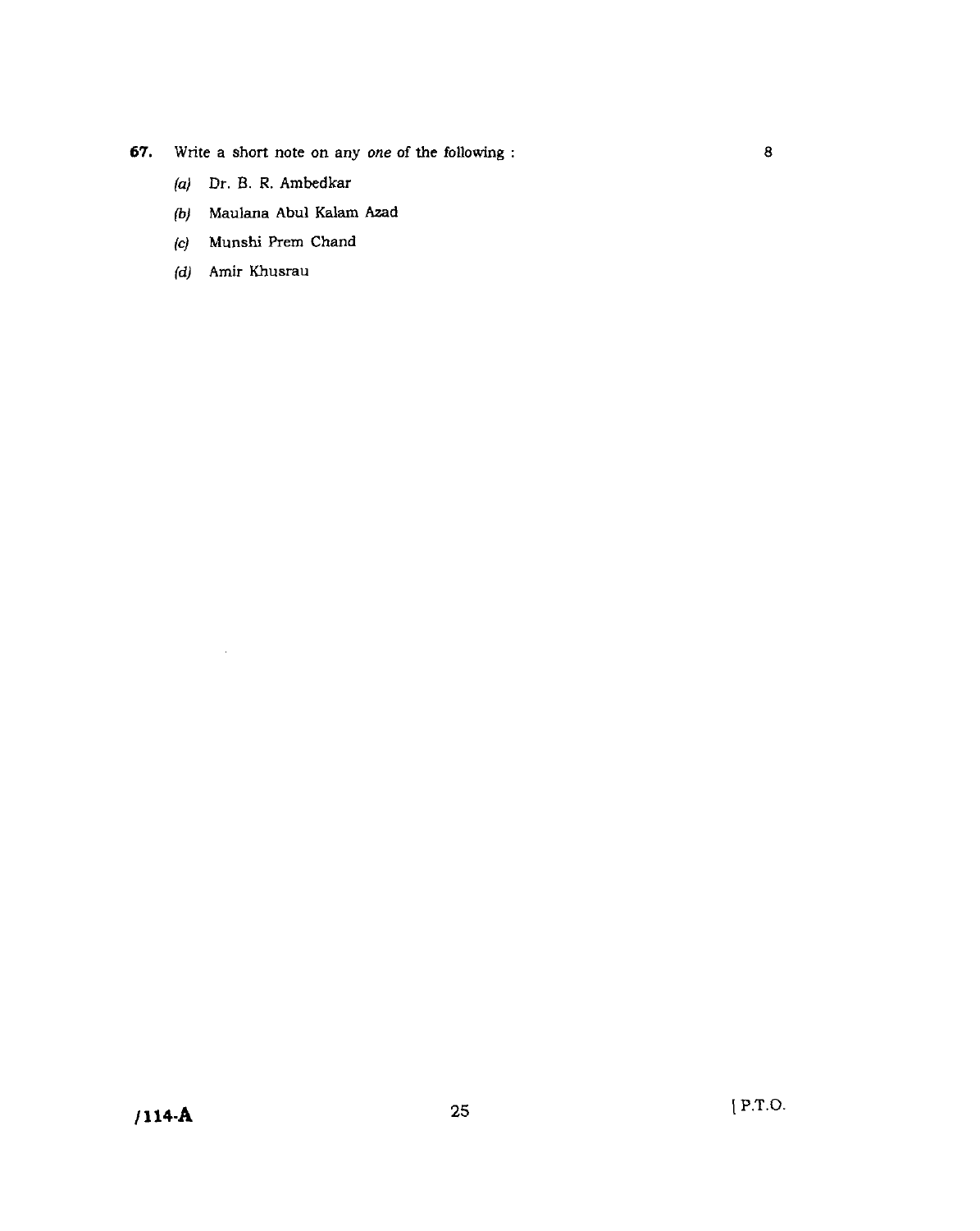**67.** Write a short note on any *one* of the following : 8

*(a)* Dr. B. R. Ambedkar

*(b)* Maulana Abul Kalam Azad

*(c)* Munshi Prem Chand

*(d)* Amir Khusrau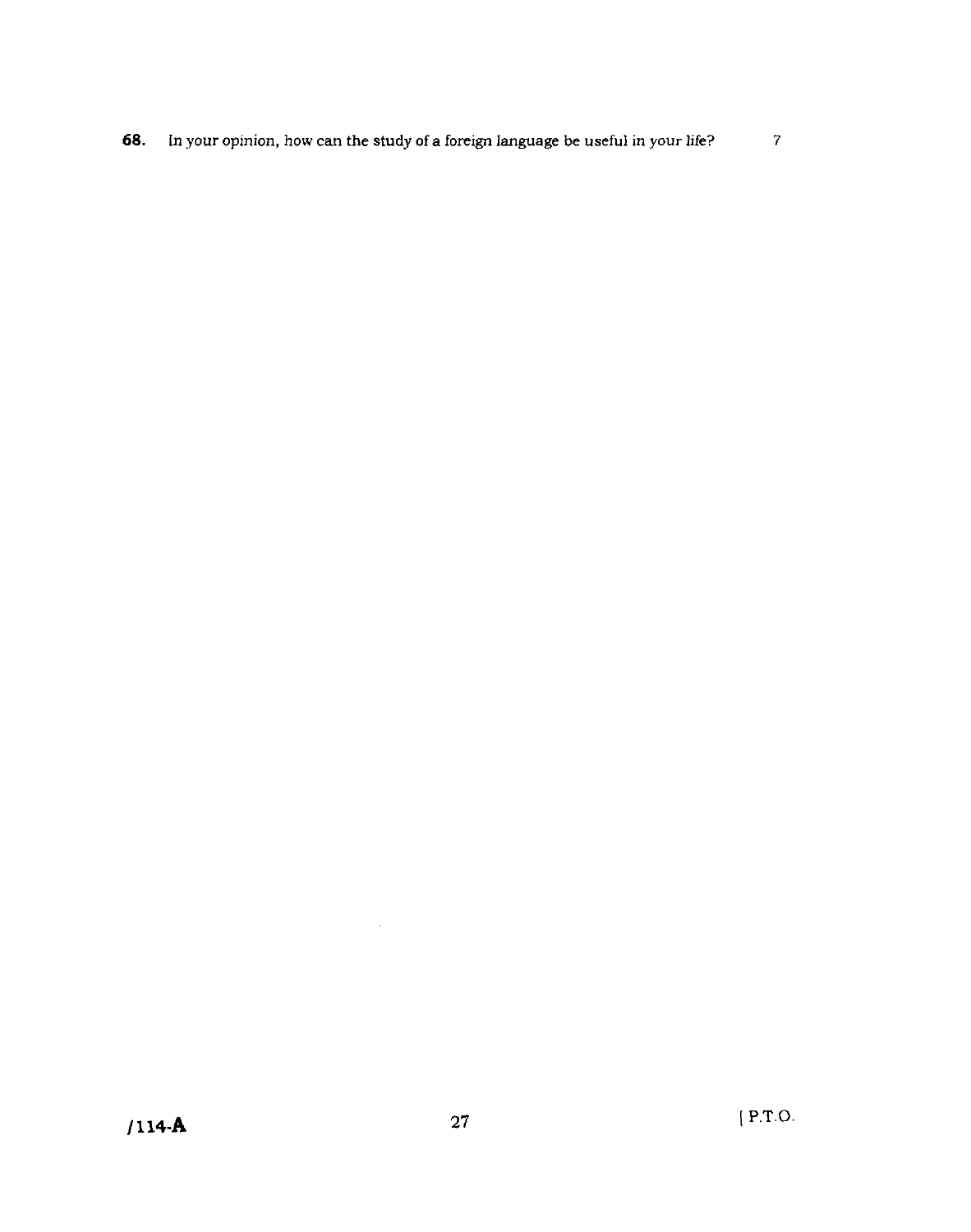**68.** In your opinion, how can the study of a foreign language be useful in your life? 7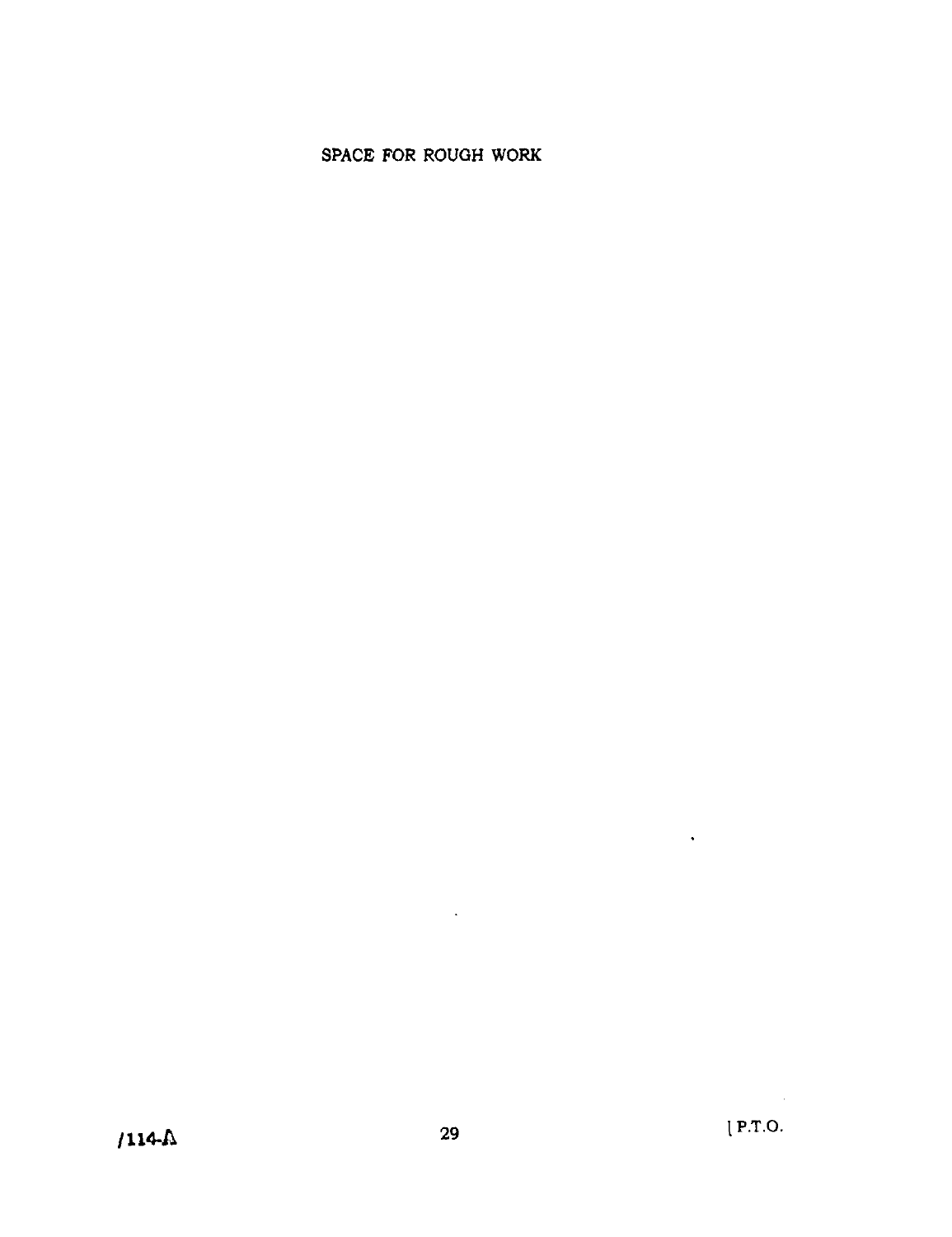SPACE FOR ROUGH WORK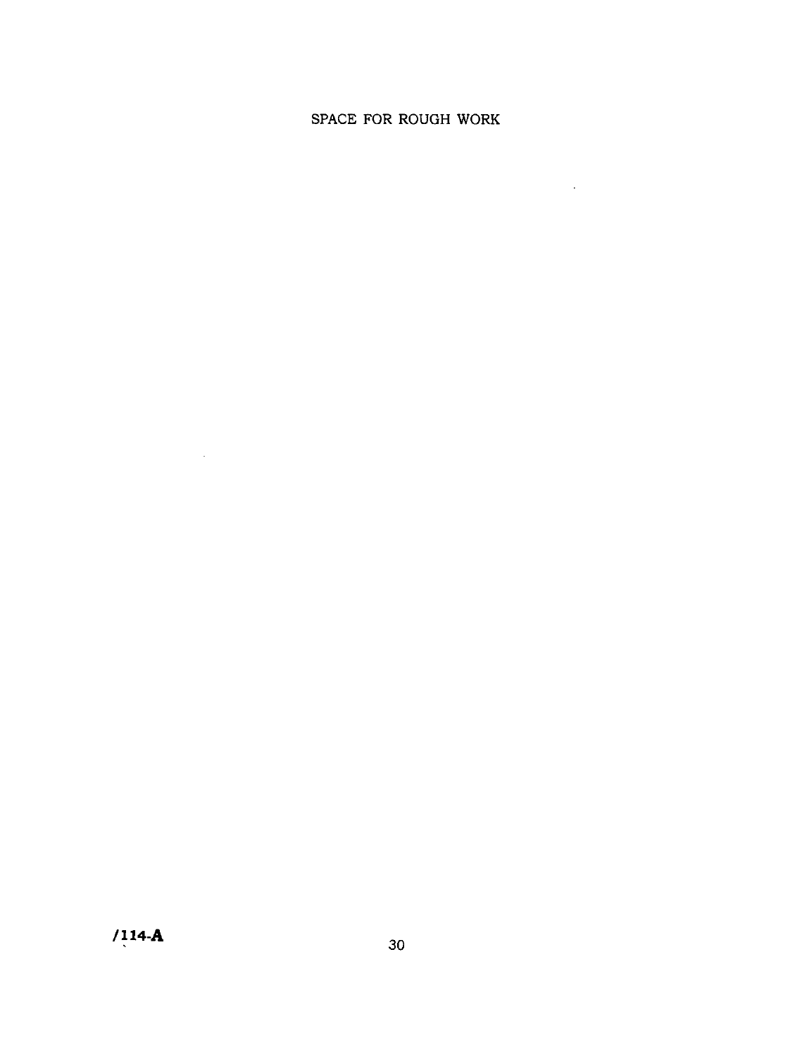SPACE FOR ROUGH WORK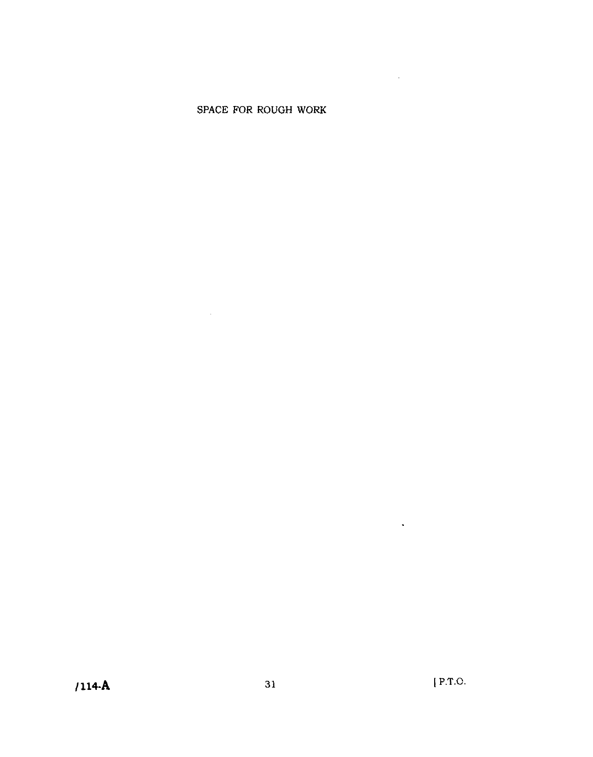SPACE FOR ROUGH WORK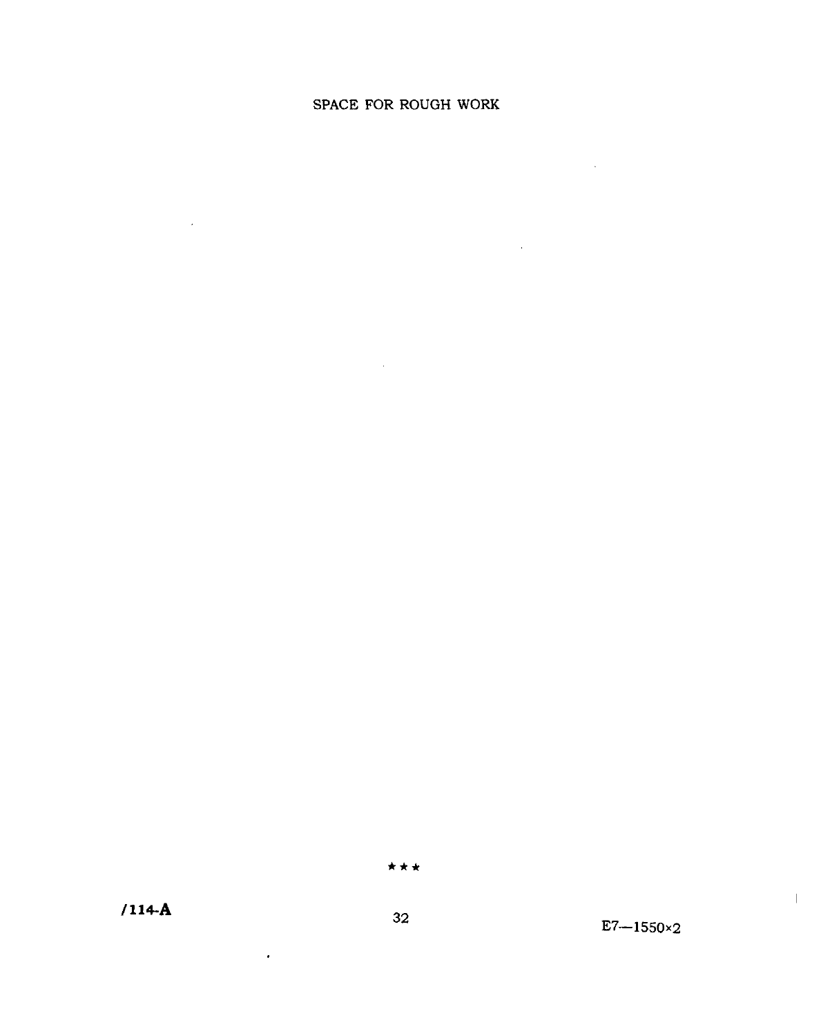SPACE FOR ROUGH WORK

★ ★ ★